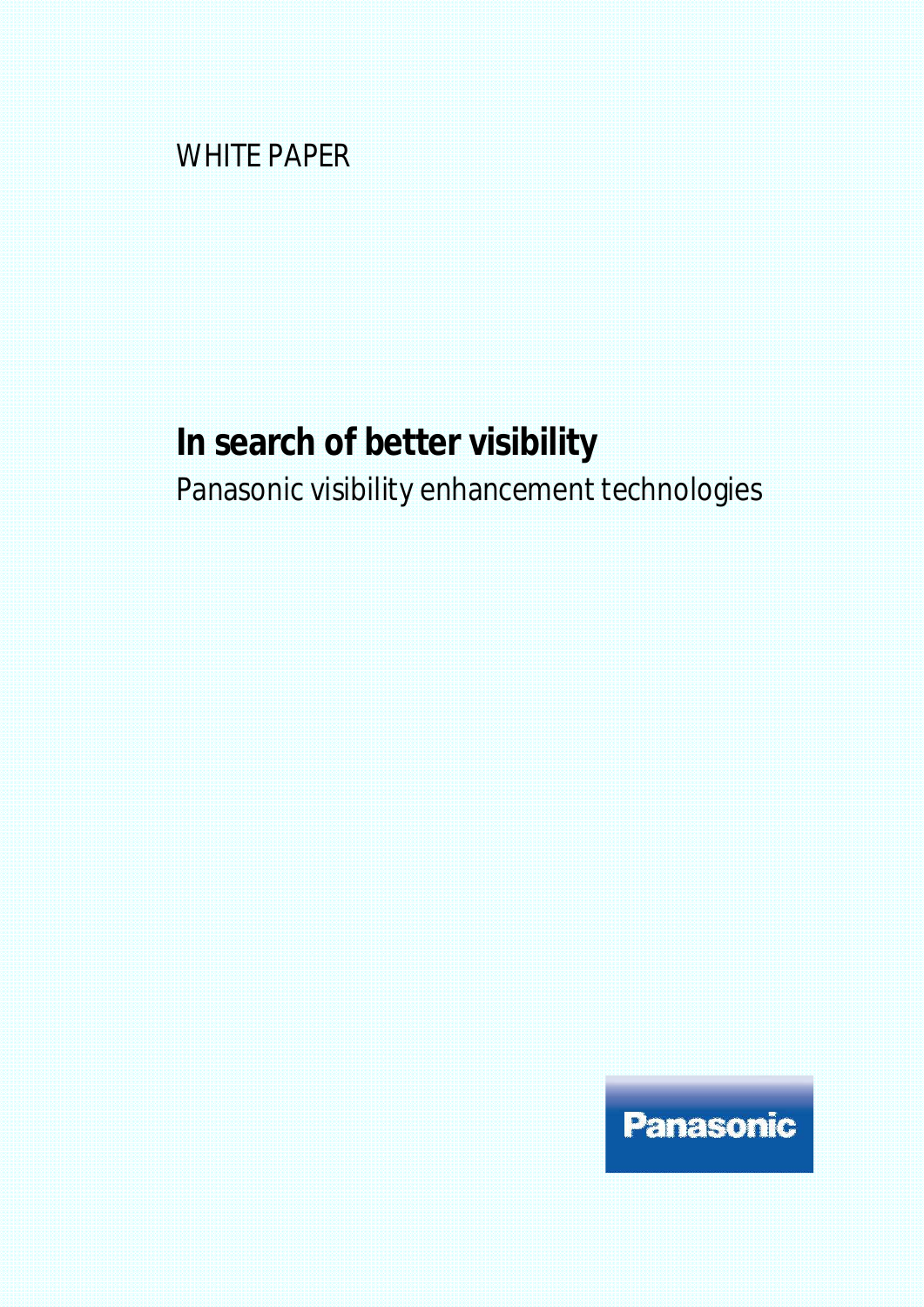WHITE PAPER

# In search of better visibility

Panasonic visibility enhancement technologies

Panasonic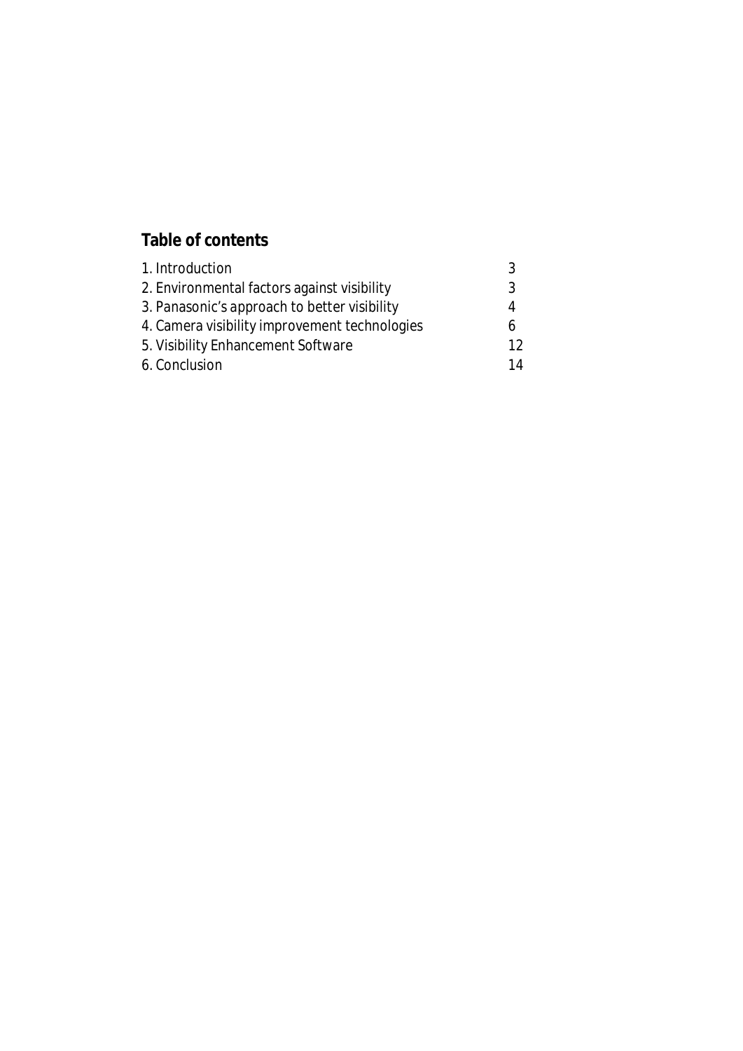## Table of contents

| | |
|---|---|
| 1. Introduction | 3 |
| 2. Environmental factors against visibility | 3 |
| 3. Panasonic's approach to better visibility | 4 |
| 4. Camera visibility improvement technologies | 6 |
| 5. Visibility Enhancement Software | 12 |
| 6. Conclusion | 14 |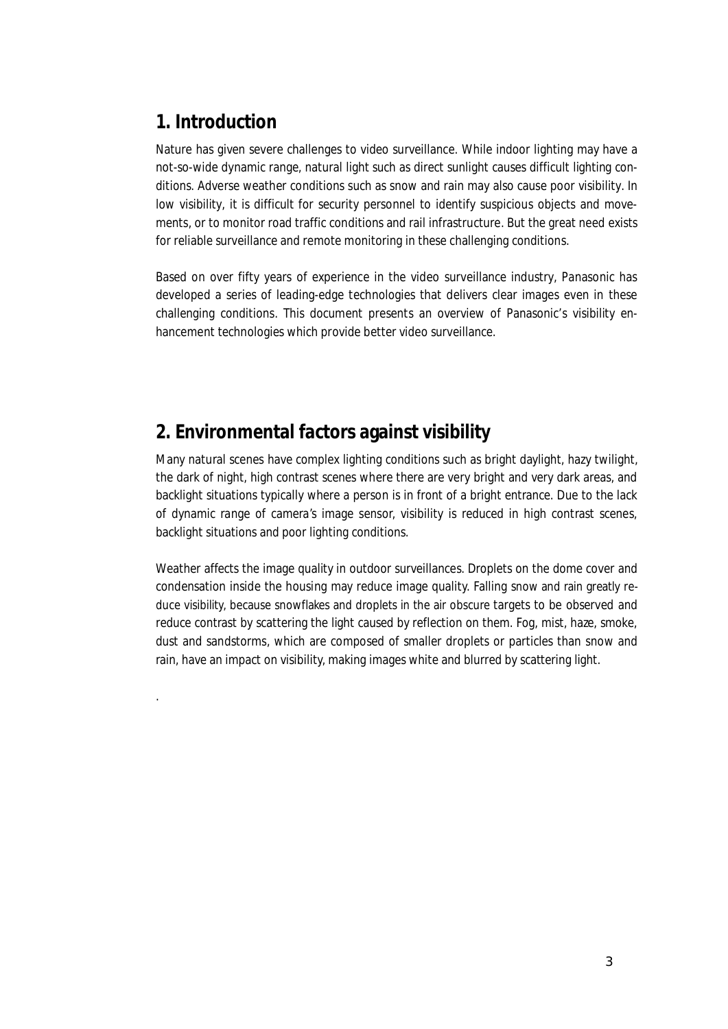## 1. Introduction

Nature has given severe challenges to video surveillance. While indoor lighting may have a not-so-wide dynamic range, natural light such as direct sunlight causes difficult lighting conditions. Adverse weather conditions such as snow and rain may also cause poor visibility. In low visibility, it is difficult for security personnel to identify suspicious objects and movements, or to monitor road traffic conditions and rail infrastructure. But the great need exists for reliable surveillance and remote monitoring in these challenging conditions.

Based on over fifty years of experience in the video surveillance industry, Panasonic has developed a series of leading-edge technologies that delivers clear images even in these challenging conditions. This document presents an overview of Panasonic's visibility enhancement technologies which provide better video surveillance.

## 2. Environmental factors against visibility

Many natural scenes have complex lighting conditions such as bright daylight, hazy twilight, the dark of night, high contrast scenes where there are very bright and very dark areas, and backlight situations typically where a person is in front of a bright entrance. Due to the lack of dynamic range of camera's image sensor, visibility is reduced in high contrast scenes, backlight situations and poor lighting conditions.

Weather affects the image quality in outdoor surveillances. Droplets on the dome cover and condensation inside the housing may reduce image quality. Falling snow and rain greatly reduce visibility, because snowflakes and droplets in the air obscure targets to be observed and reduce contrast by scattering the light caused by reflection on them. Fog, mist, haze, smoke, dust and sandstorms, which are composed of smaller droplets or particles than snow and rain, have an impact on visibility, making images white and blurred by scattering light.

.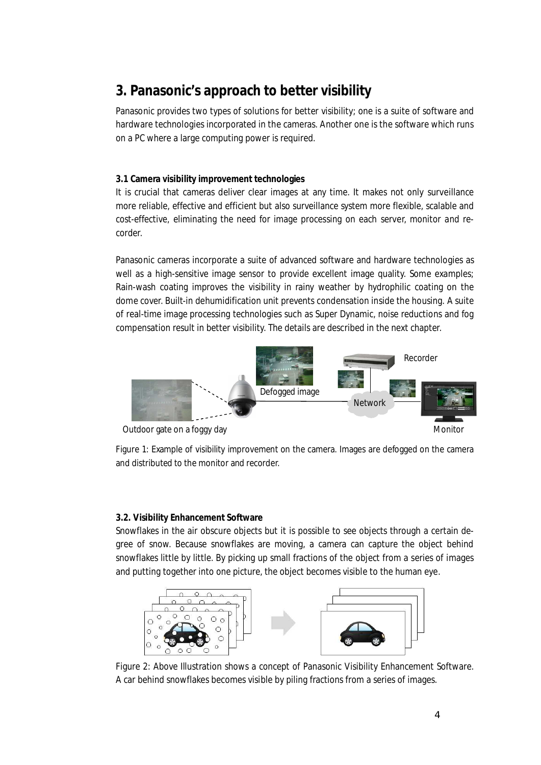## 3. Panasonic's approach to better visibility

Panasonic provides two types of solutions for better visibility; one is a suite of software and hardware technologies incorporated in the cameras. Another one is the software which runs on a PC where a large computing power is required.

### 3.1 Camera visibility improvement technologies

It is crucial that cameras deliver clear images at any time. It makes not only surveillance more reliable, effective and efficient but also surveillance system more flexible, scalable and cost-effective, eliminating the need for image processing on each server, monitor and recorder.

Panasonic cameras incorporate a suite of advanced software and hardware technologies as well as a high-sensitive image sensor to provide excellent image quality. Some examples; Rain-wash coating improves the visibility in rainy weather by hydrophilic coating on the dome cover. Built-in dehumidification unit prevents condensation inside the housing. A suite of real-time image processing technologies such as Super Dynamic, noise reductions and fog compensation result in better visibility. The details are described in the next chapter.

Figure 1: Example of visibility improvement on the camera. Images are defogged on the camera and distributed to the monitor and recorder.

### 3.2. Visibility Enhancement Software

Snowflakes in the air obscure objects but it is possible to see objects through a certain degree of snow. Because snowflakes are moving, a camera can capture the object behind snowflakes little by little. By picking up small fractions of the object from a series of images and putting together into one picture, the object becomes visible to the human eye.

Figure 2: Above Illustration shows a concept of Panasonic Visibility Enhancement Software. A car behind snowflakes becomes visible by piling fractions from a series of images.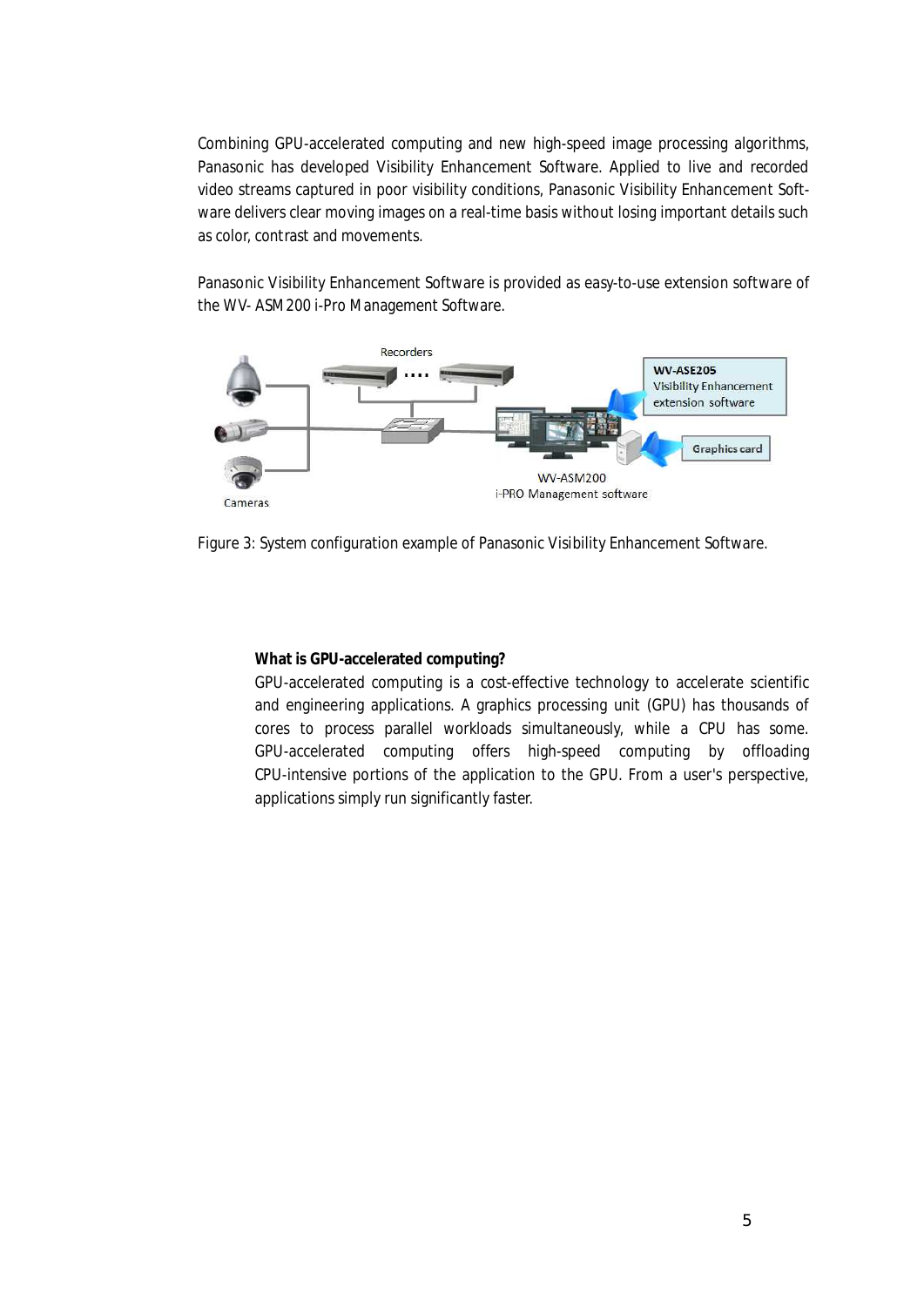Combining GPU-accelerated computing and new high-speed image processing algorithms, Panasonic has developed Visibility Enhancement Software. Applied to live and recorded video streams captured in poor visibility conditions, Panasonic Visibility Enhancement Software delivers clear moving images on a real-time basis without losing important details such as color, contrast and movements.

Panasonic Visibility Enhancement Software is provided as easy-to-use extension software of the WV- ASM200 i-Pro Management Software.

Figure 3: System configuration example of Panasonic Visibility Enhancement Software.

**What is GPU-accelerated computing?**

GPU-accelerated computing is a cost-effective technology to accelerate scientific and engineering applications. A graphics processing unit (GPU) has thousands of cores to process parallel workloads simultaneously, while a CPU has some. GPU-accelerated computing offers high-speed computing by offloading CPU-intensive portions of the application to the GPU. From a user's perspective, applications simply run significantly faster.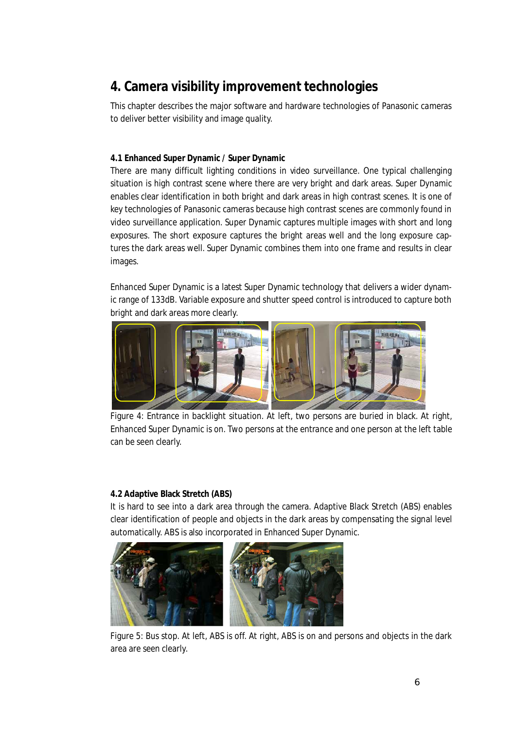# 4. Camera visibility improvement technologies

This chapter describes the major software and hardware technologies of Panasonic cameras to deliver better visibility and image quality.

### 4.1 Enhanced Super Dynamic / Super Dynamic

There are many difficult lighting conditions in video surveillance. One typical challenging situation is high contrast scene where there are very bright and dark areas. Super Dynamic enables clear identification in both bright and dark areas in high contrast scenes. It is one of key technologies of Panasonic cameras because high contrast scenes are commonly found in video surveillance application. Super Dynamic captures multiple images with short and long exposures. The short exposure captures the bright areas well and the long exposure captures the dark areas well. Super Dynamic combines them into one frame and results in clear images.

Enhanced Super Dynamic is a latest Super Dynamic technology that delivers a wider dynamic range of 133dB. Variable exposure and shutter speed control is introduced to capture both bright and dark areas more clearly.

Figure 4: Entrance in backlight situation. At left, two persons are buried in black. At right, Enhanced Super Dynamic is on. Two persons at the entrance and one person at the left table can be seen clearly.

### 4.2 Adaptive Black Stretch (ABS)

It is hard to see into a dark area through the camera. Adaptive Black Stretch (ABS) enables clear identification of people and objects in the dark areas by compensating the signal level automatically. ABS is also incorporated in Enhanced Super Dynamic.

Figure 5: Bus stop. At left, ABS is off. At right, ABS is on and persons and objects in the dark area are seen clearly.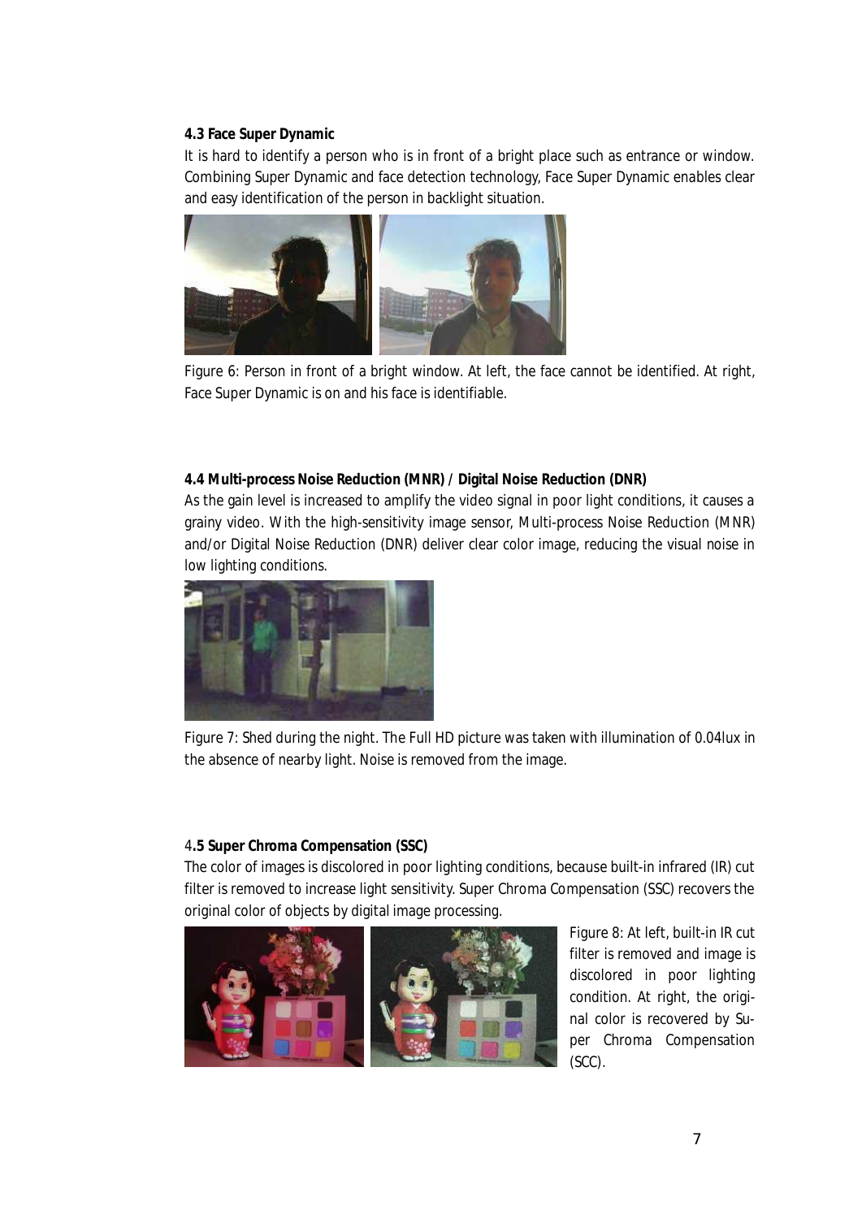### 4.3 Face Super Dynamic

It is hard to identify a person who is in front of a bright place such as entrance or window. Combining Super Dynamic and face detection technology, Face Super Dynamic enables clear and easy identification of the person in backlight situation.

Figure 6: Person in front of a bright window. At left, the face cannot be identified. At right, Face Super Dynamic is on and his face is identifiable.

### 4.4 Multi-process Noise Reduction (MNR) / Digital Noise Reduction (DNR)

As the gain level is increased to amplify the video signal in poor light conditions, it causes a grainy video. With the high-sensitivity image sensor, Multi-process Noise Reduction (MNR) and/or Digital Noise Reduction (DNR) deliver clear color image, reducing the visual noise in low lighting conditions.

Figure 7: Shed during the night. The Full HD picture was taken with illumination of 0.04lux in the absence of nearby light. Noise is removed from the image.

### 4.5 Super Chroma Compensation (SSC)

The color of images is discolored in poor lighting conditions, because built-in infrared (IR) cut filter is removed to increase light sensitivity. Super Chroma Compensation (SSC) recovers the original color of objects by digital image processing.

Figure 8: At left, built-in IR cut filter is removed and image is discolored in poor lighting condition. At right, the original color is recovered by Super Chroma Compensation (SCC).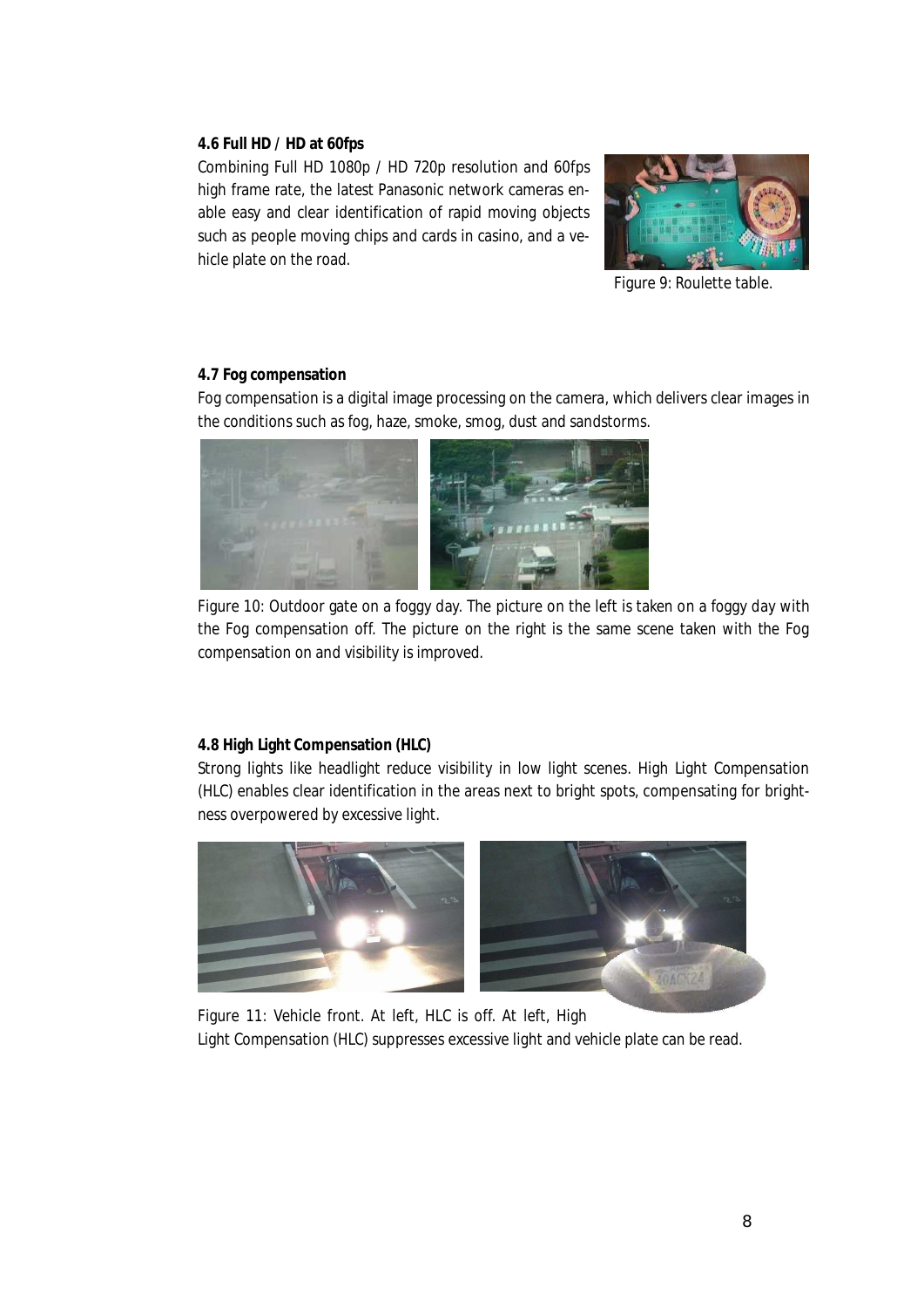**4.6 Full HD / HD at 60fps**

Combining Full HD 1080p / HD 720p resolution and 60fps high frame rate, the latest Panasonic network cameras enable easy and clear identification of rapid moving objects such as people moving chips and cards in casino, and a vehicle plate on the road.

Figure 9: Roulette table.

**4.7 Fog compensation**

Fog compensation is a digital image processing on the camera, which delivers clear images in the conditions such as fog, haze, smoke, smog, dust and sandstorms.

Figure 10: Outdoor gate on a foggy day. The picture on the left is taken on a foggy day with the Fog compensation off. The picture on the right is the same scene taken with the Fog compensation on and visibility is improved.

**4.8 High Light Compensation (HLC)**

Strong lights like headlight reduce visibility in low light scenes. High Light Compensation (HLC) enables clear identification in the areas next to bright spots, compensating for brightness overpowered by excessive light.

Figure 11: Vehicle front. At left, HLC is off. At left, High Light Compensation (HLC) suppresses excessive light and vehicle plate can be read.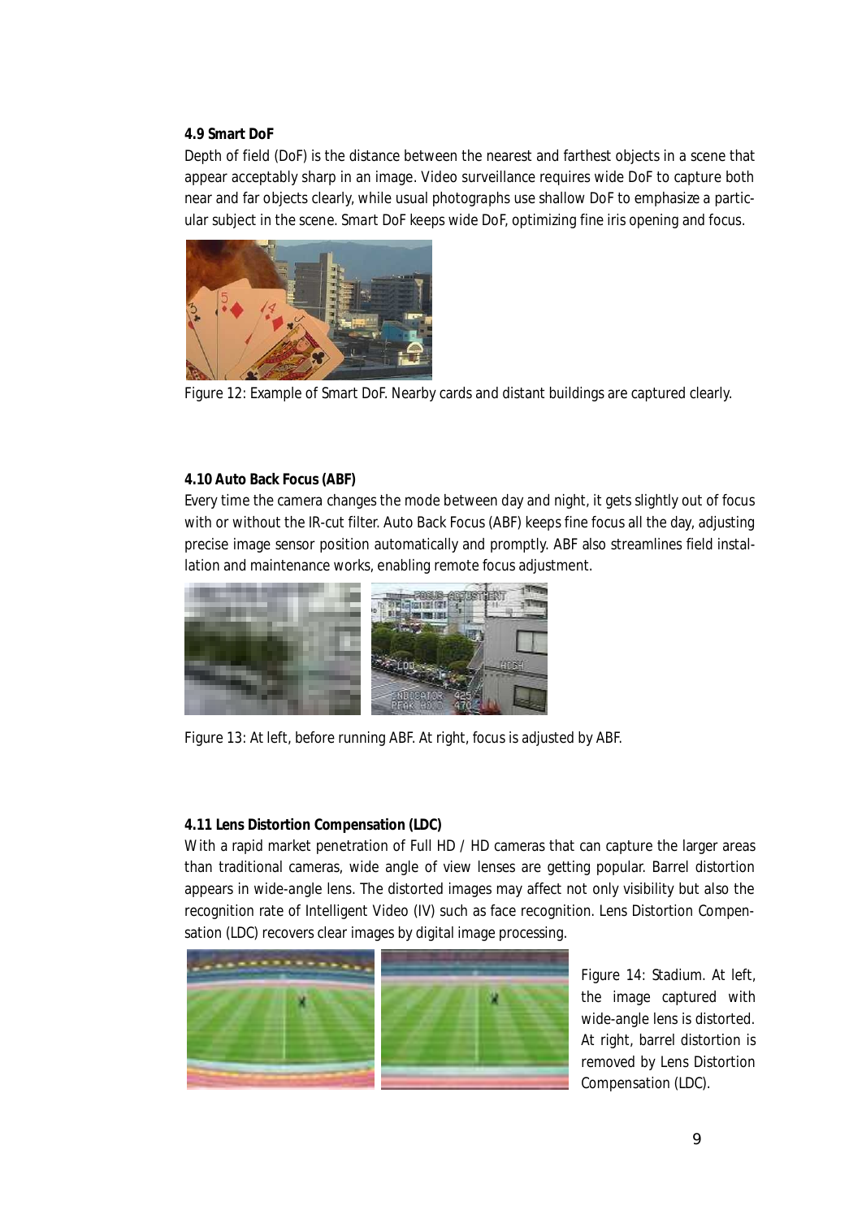### 4.9 Smart DoF

Depth of field (DoF) is the distance between the nearest and farthest objects in a scene that appear acceptably sharp in an image. Video surveillance requires wide DoF to capture both near and far objects clearly, while usual photographs use shallow DoF to emphasize a particular subject in the scene. Smart DoF keeps wide DoF, optimizing fine iris opening and focus.

Figure 12: Example of Smart DoF. Nearby cards and distant buildings are captured clearly.

### 4.10 Auto Back Focus (ABF)

Every time the camera changes the mode between day and night, it gets slightly out of focus with or without the IR-cut filter. Auto Back Focus (ABF) keeps fine focus all the day, adjusting precise image sensor position automatically and promptly. ABF also streamlines field installation and maintenance works, enabling remote focus adjustment.

Figure 13: At left, before running ABF. At right, focus is adjusted by ABF.

### 4.11 Lens Distortion Compensation (LDC)

With a rapid market penetration of Full HD / HD cameras that can capture the larger areas than traditional cameras, wide angle of view lenses are getting popular. Barrel distortion appears in wide-angle lens. The distorted images may affect not only visibility but also the recognition rate of Intelligent Video (IV) such as face recognition. Lens Distortion Compensation (LDC) recovers clear images by digital image processing.

Figure 14: Stadium. At left, the image captured with wide-angle lens is distorted. At right, barrel distortion is removed by Lens Distortion Compensation (LDC).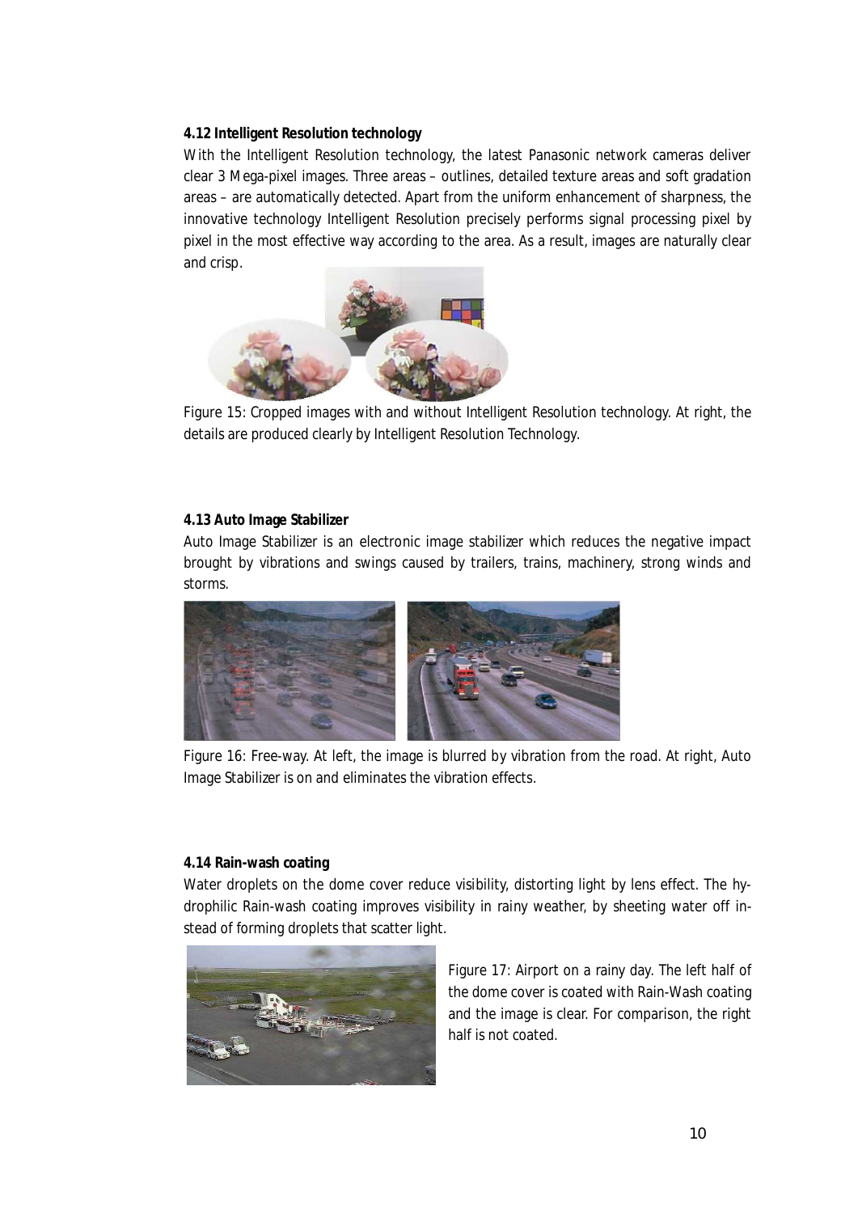### 4.12 Intelligent Resolution technology

With the Intelligent Resolution technology, the latest Panasonic network cameras deliver clear 3 Mega-pixel images. Three areas – outlines, detailed texture areas and soft gradation areas – are automatically detected. Apart from the uniform enhancement of sharpness, the innovative technology Intelligent Resolution precisely performs signal processing pixel by pixel in the most effective way according to the area. As a result, images are naturally clear and crisp.

Figure 15: Cropped images with and without Intelligent Resolution technology. At right, the details are produced clearly by Intelligent Resolution Technology.

### 4.13 Auto Image Stabilizer

Auto Image Stabilizer is an electronic image stabilizer which reduces the negative impact brought by vibrations and swings caused by trailers, trains, machinery, strong winds and storms.

Figure 16: Free-way. At left, the image is blurred by vibration from the road. At right, Auto Image Stabilizer is on and eliminates the vibration effects.

### 4.14 Rain-wash coating

Water droplets on the dome cover reduce visibility, distorting light by lens effect. The hydrophilic Rain-wash coating improves visibility in rainy weather, by sheeting water off instead of forming droplets that scatter light.

Figure 17: Airport on a rainy day. The left half of the dome cover is coated with Rain-Wash coating and the image is clear. For comparison, the right half is not coated.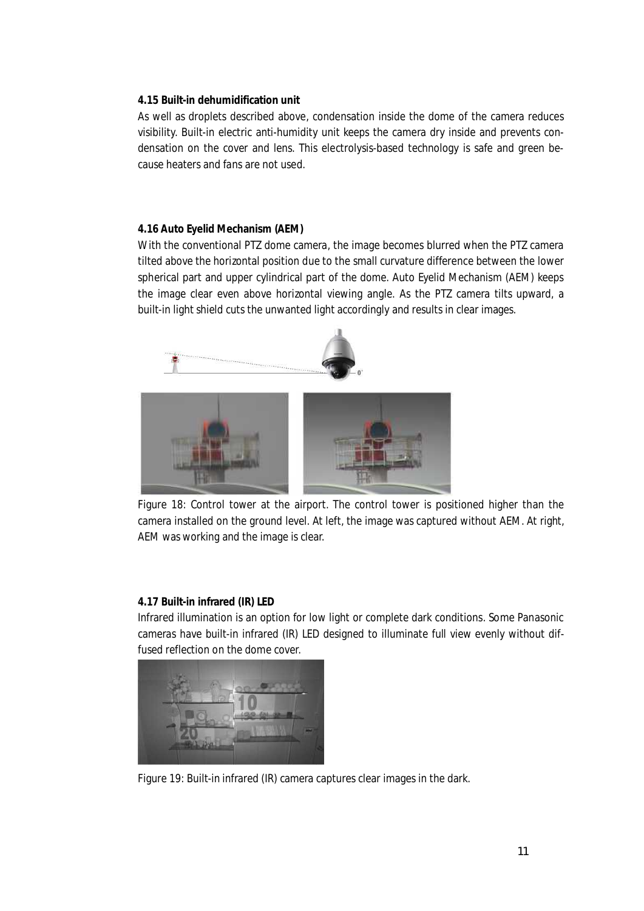**4.15 Built-in dehumidification unit**

As well as droplets described above, condensation inside the dome of the camera reduces visibility. Built-in electric anti-humidity unit keeps the camera dry inside and prevents condensation on the cover and lens. This electrolysis-based technology is safe and green because heaters and fans are not used.

**4.16 Auto Eyelid Mechanism (AEM)**

With the conventional PTZ dome camera, the image becomes blurred when the PTZ camera tilted above the horizontal position due to the small curvature difference between the lower spherical part and upper cylindrical part of the dome. Auto Eyelid Mechanism (AEM) keeps the image clear even above horizontal viewing angle. As the PTZ camera tilts upward, a built-in light shield cuts the unwanted light accordingly and results in clear images.

Figure 18: Control tower at the airport. The control tower is positioned higher than the camera installed on the ground level. At left, the image was captured without AEM. At right, AEM was working and the image is clear.

**4.17 Built-in infrared (IR) LED**

Infrared illumination is an option for low light or complete dark conditions. Some Panasonic cameras have built-in infrared (IR) LED designed to illuminate full view evenly without diffused reflection on the dome cover.

Figure 19: Built-in infrared (IR) camera captures clear images in the dark.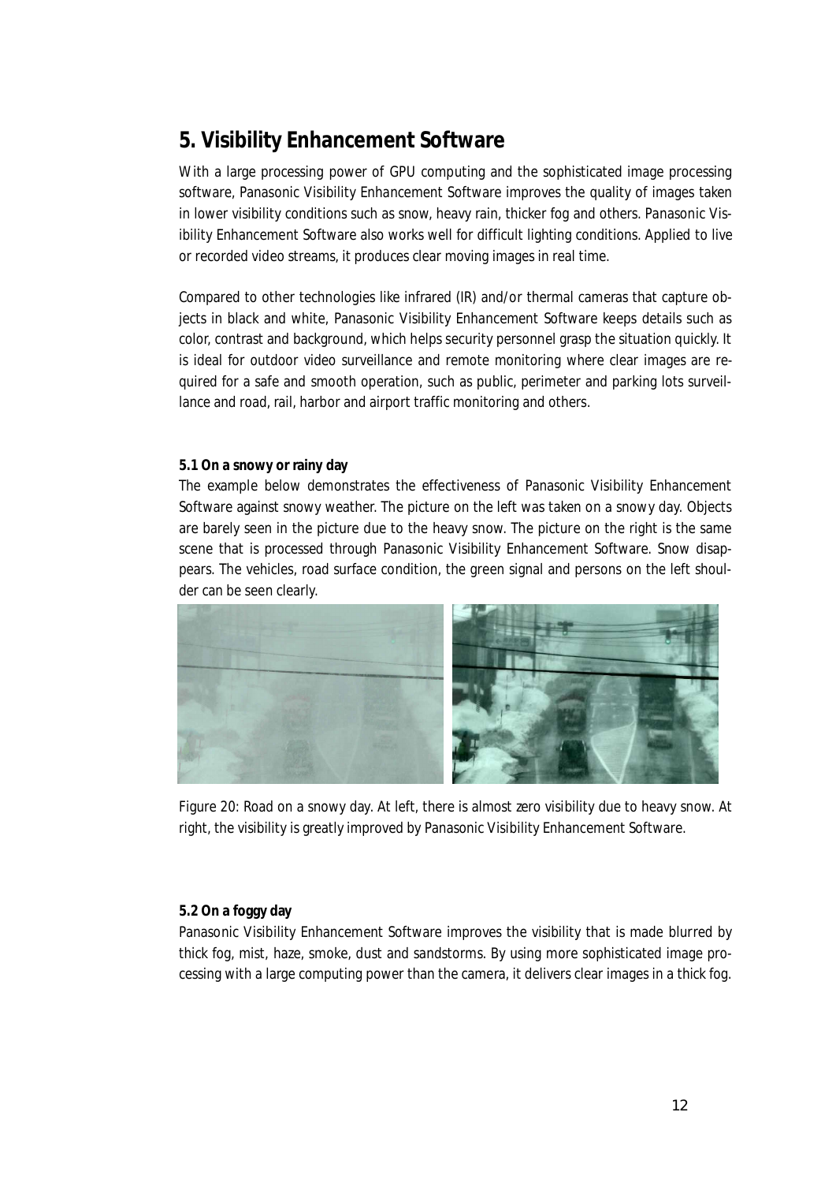## 5. Visibility Enhancement Software

With a large processing power of GPU computing and the sophisticated image processing software, Panasonic Visibility Enhancement Software improves the quality of images taken in lower visibility conditions such as snow, heavy rain, thicker fog and others. Panasonic Visibility Enhancement Software also works well for difficult lighting conditions. Applied to live or recorded video streams, it produces clear moving images in real time.

Compared to other technologies like infrared (IR) and/or thermal cameras that capture objects in black and white, Panasonic Visibility Enhancement Software keeps details such as color, contrast and background, which helps security personnel grasp the situation quickly. It is ideal for outdoor video surveillance and remote monitoring where clear images are required for a safe and smooth operation, such as public, perimeter and parking lots surveillance and road, rail, harbor and airport traffic monitoring and others.

### 5.1 On a snowy or rainy day

The example below demonstrates the effectiveness of Panasonic Visibility Enhancement Software against snowy weather. The picture on the left was taken on a snowy day. Objects are barely seen in the picture due to the heavy snow. The picture on the right is the same scene that is processed through Panasonic Visibility Enhancement Software. Snow disappears. The vehicles, road surface condition, the green signal and persons on the left shoulder can be seen clearly.

Figure 20: Road on a snowy day. At left, there is almost zero visibility due to heavy snow. At right, the visibility is greatly improved by Panasonic Visibility Enhancement Software.

### 5.2 On a foggy day

Panasonic Visibility Enhancement Software improves the visibility that is made blurred by thick fog, mist, haze, smoke, dust and sandstorms. By using more sophisticated image processing with a large computing power than the camera, it delivers clear images in a thick fog.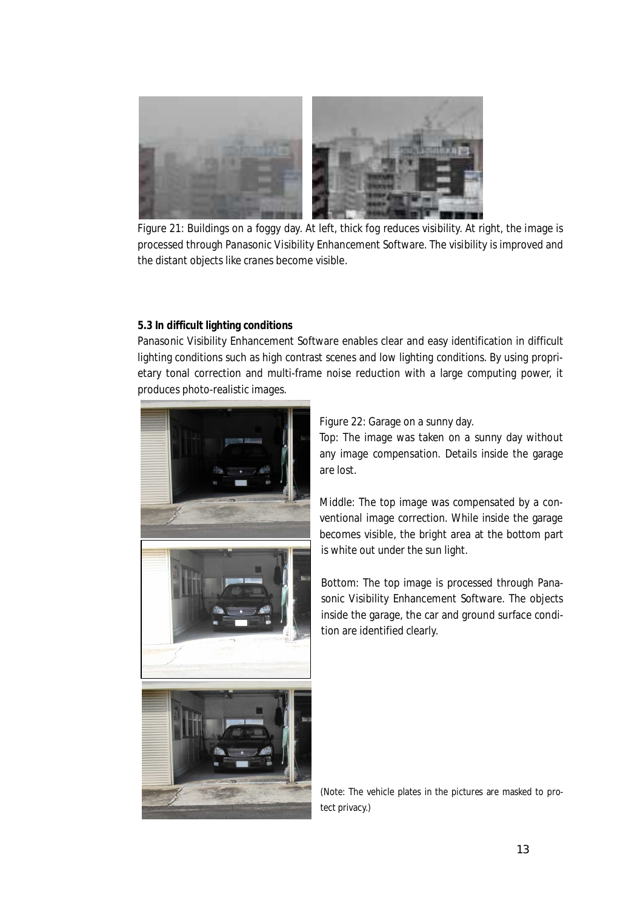Figure 21: Buildings on a foggy day. At left, thick fog reduces visibility. At right, the image is processed through Panasonic Visibility Enhancement Software. The visibility is improved and the distant objects like cranes become visible.

**5.3 In difficult lighting conditions**

Panasonic Visibility Enhancement Software enables clear and easy identification in difficult lighting conditions such as high contrast scenes and low lighting conditions. By using proprietary tonal correction and multi-frame noise reduction with a large computing power, it produces photo-realistic images.

Figure 22: Garage on a sunny day.

Top: The image was taken on a sunny day without any image compensation. Details inside the garage are lost.

Middle: The top image was compensated by a conventional image correction. While inside the garage becomes visible, the bright area at the bottom part is white out under the sun light.

Bottom: The top image is processed through Panasonic Visibility Enhancement Software. The objects inside the garage, the car and ground surface condition are identified clearly.

(Note: The vehicle plates in the pictures are masked to protect privacy.)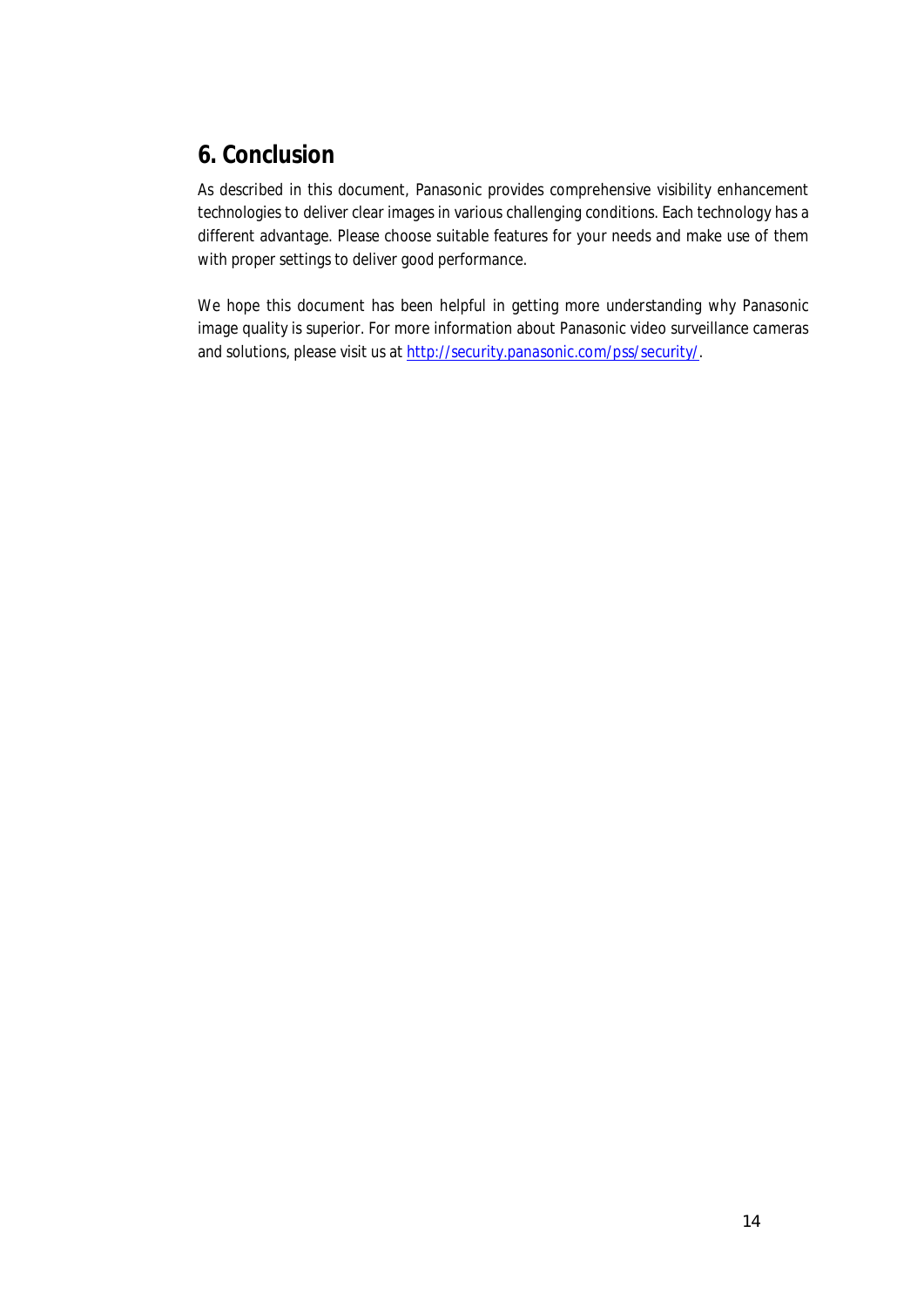## 6. Conclusion

As described in this document, Panasonic provides comprehensive visibility enhancement technologies to deliver clear images in various challenging conditions. Each technology has a different advantage. Please choose suitable features for your needs and make use of them with proper settings to deliver good performance.

We hope this document has been helpful in getting more understanding why Panasonic image quality is superior. For more information about Panasonic video surveillance cameras and solutions, please visit us at [http://security.panasonic.com/pss/security/](http://security.panasonic.com/pss/security/).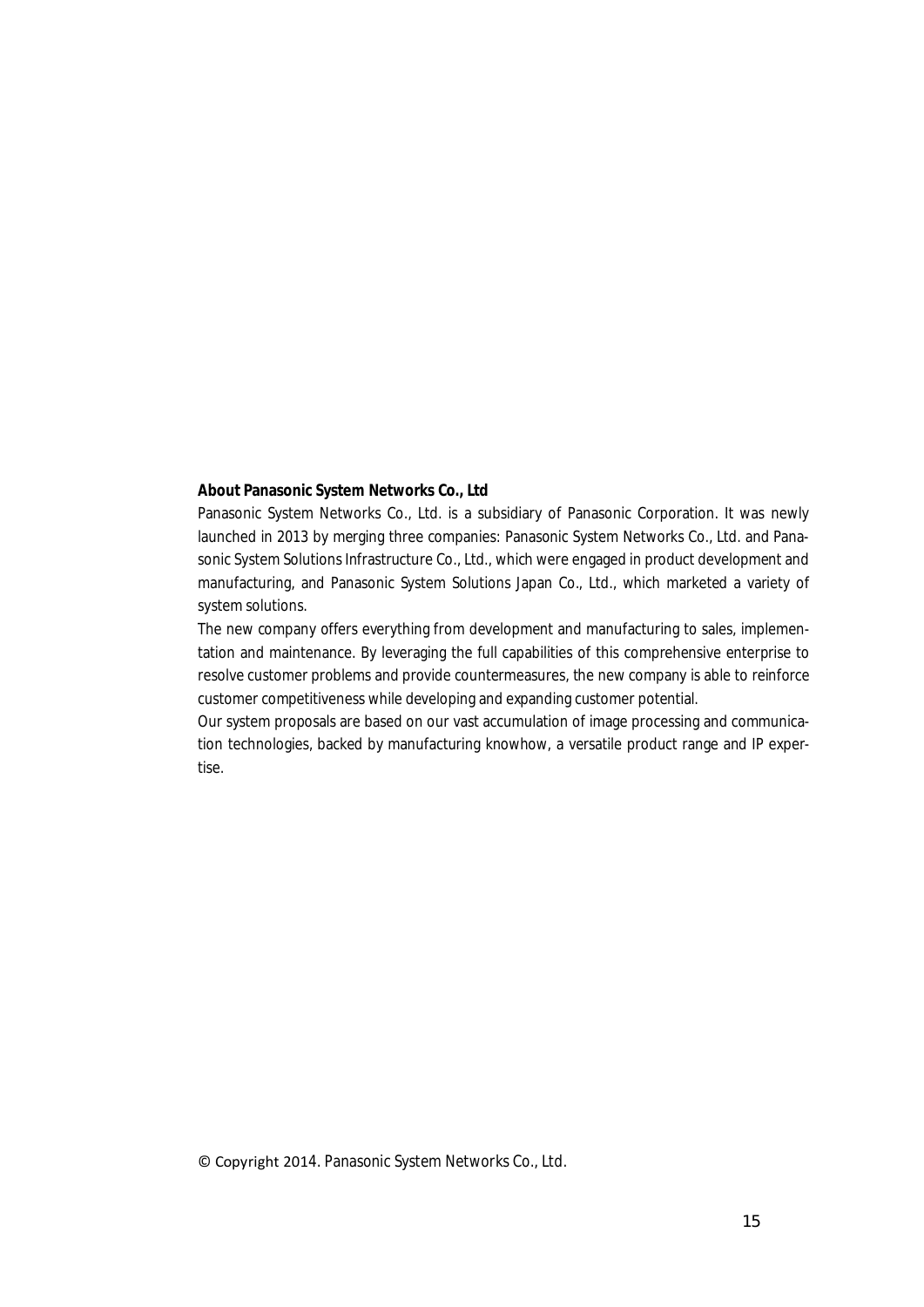**About Panasonic System Networks Co., Ltd**

Panasonic System Networks Co., Ltd. is a subsidiary of Panasonic Corporation. It was newly launched in 2013 by merging three companies: Panasonic System Networks Co., Ltd. and Panasonic System Solutions Infrastructure Co., Ltd., which were engaged in product development and manufacturing, and Panasonic System Solutions Japan Co., Ltd., which marketed a variety of system solutions.

The new company offers everything from development and manufacturing to sales, implementation and maintenance. By leveraging the full capabilities of this comprehensive enterprise to resolve customer problems and provide countermeasures, the new company is able to reinforce customer competitiveness while developing and expanding customer potential.

Our system proposals are based on our vast accumulation of image processing and communication technologies, backed by manufacturing knowhow, a versatile product range and IP expertise.

© Copyright 2014. Panasonic System Networks Co., Ltd.